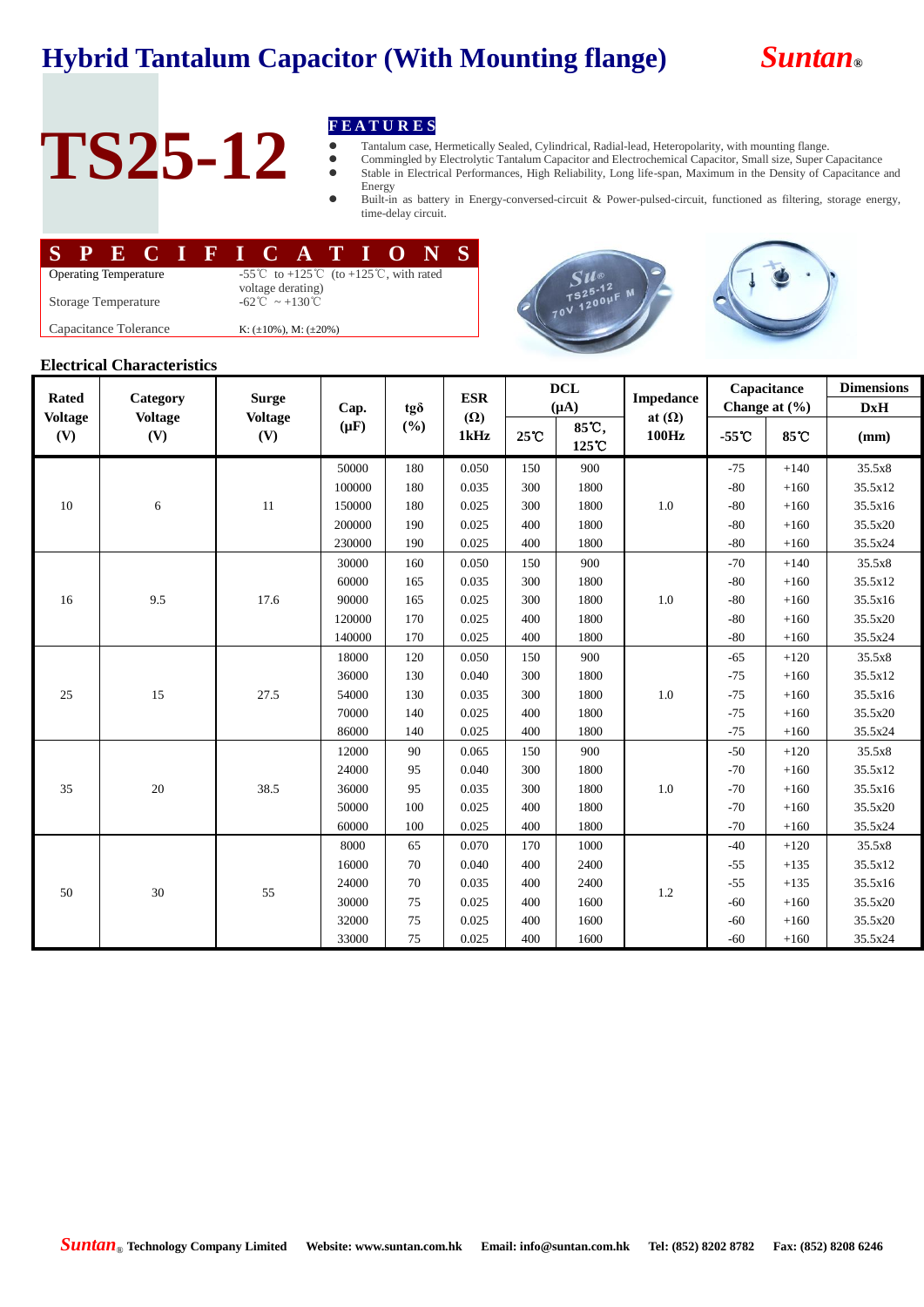# Hybrid Tantalum Capacitor (With Mounting flange)

**Suntan®**

# TS25-12

## FEATURES

- Tantalum case, Hermetically Sealed, Cylindrical, Radial-lead, Heteropolarity, with mounting flange.
- Commingled by Electrolytic Tantalum Capacitor and Electrochemical Capacitor, Small size, Super Capacitance
- Stable in Electrical Performances, High Reliability, Long life-span, Maximum in the Density of Capacitance and Energy
- Built-in as battery in Energy-conversed-circuit & Power-pulsed-circuit, functioned as filtering, storage energy, time-delay circuit.

## SPECIFICATIONS

| | |
|---|---|
| Operating Temperature | -55℃ to +125℃ (to +125℃, with rated voltage derating) |
| Storage Temperature | -62℃ ~ +130℃ |
| Capacitance Tolerance | K: (±10%), M: (±20%) |

### Electrical Characteristics

| Rated Voltage (V) | Category Voltage (V) | Surge Voltage (V) | Cap. (μF) | tgδ (%) | ESR (Ω) 1kHz | DCL (μA) | | Impedance at (Ω) 100Hz | Capacitance Change at (%) | | Dimensions DxH |
|---|---|---|---|---|---|---|---|---|---|---|---|
| | | | | | | 25℃ | 85℃, 125℃ | | -55℃ | 85℃ | (mm) |
| 10 | 6 | 11 | 50000 | 180 | 0.050 | 150 | 900 | 1.0 | -75 | +140 | 35.5x8 |
| | | | 100000 | 180 | 0.035 | 300 | 1800 | | -80 | +160 | 35.5x12 |
| | | | 150000 | 180 | 0.025 | 300 | 1800 | | -80 | +160 | 35.5x16 |
| | | | 200000 | 190 | 0.025 | 400 | 1800 | | -80 | +160 | 35.5x20 |
| | | | 230000 | 190 | 0.025 | 400 | 1800 | | -80 | +160 | 35.5x24 |
| 16 | 9.5 | 17.6 | 30000 | 160 | 0.050 | 150 | 900 | 1.0 | -70 | +140 | 35.5x8 |
| | | | 60000 | 165 | 0.035 | 300 | 1800 | | -80 | +160 | 35.5x12 |
| | | | 90000 | 165 | 0.025 | 300 | 1800 | | -80 | +160 | 35.5x16 |
| | | | 120000 | 170 | 0.025 | 400 | 1800 | | -80 | +160 | 35.5x20 |
| | | | 140000 | 170 | 0.025 | 400 | 1800 | | -80 | +160 | 35.5x24 |
| 25 | 15 | 27.5 | 18000 | 120 | 0.050 | 150 | 900 | 1.0 | -65 | +120 | 35.5x8 |
| | | | 36000 | 130 | 0.040 | 300 | 1800 | | -75 | +160 | 35.5x12 |
| | | | 54000 | 130 | 0.035 | 300 | 1800 | | -75 | +160 | 35.5x16 |
| | | | 70000 | 140 | 0.025 | 400 | 1800 | | -75 | +160 | 35.5x20 |
| | | | 86000 | 140 | 0.025 | 400 | 1800 | | -75 | +160 | 35.5x24 |
| 35 | 20 | 38.5 | 12000 | 90 | 0.065 | 150 | 900 | 1.0 | -50 | +120 | 35.5x8 |
| | | | 24000 | 95 | 0.040 | 300 | 1800 | | -70 | +160 | 35.5x12 |
| | | | 36000 | 95 | 0.035 | 300 | 1800 | | -70 | +160 | 35.5x16 |
| | | | 50000 | 100 | 0.025 | 400 | 1800 | | -70 | +160 | 35.5x20 |
| | | | 60000 | 100 | 0.025 | 400 | 1800 | | -70 | +160 | 35.5x24 |
| 50 | 30 | 55 | 8000 | 65 | 0.070 | 170 | 1000 | 1.2 | -40 | +120 | 35.5x8 |
| | | | 16000 | 70 | 0.040 | 400 | 2400 | | -55 | +135 | 35.5x12 |
| | | | 24000 | 70 | 0.035 | 400 | 2400 | | -55 | +135 | 35.5x16 |
| | | | 30000 | 75 | 0.025 | 400 | 1600 | | -60 | +160 | 35.5x20 |
| | | | 32000 | 75 | 0.025 | 400 | 1600 | | -60 | +160 | 35.5x20 |
| | | | 33000 | 75 | 0.025 | 400 | 1600 | | -60 | +160 | 35.5x24 |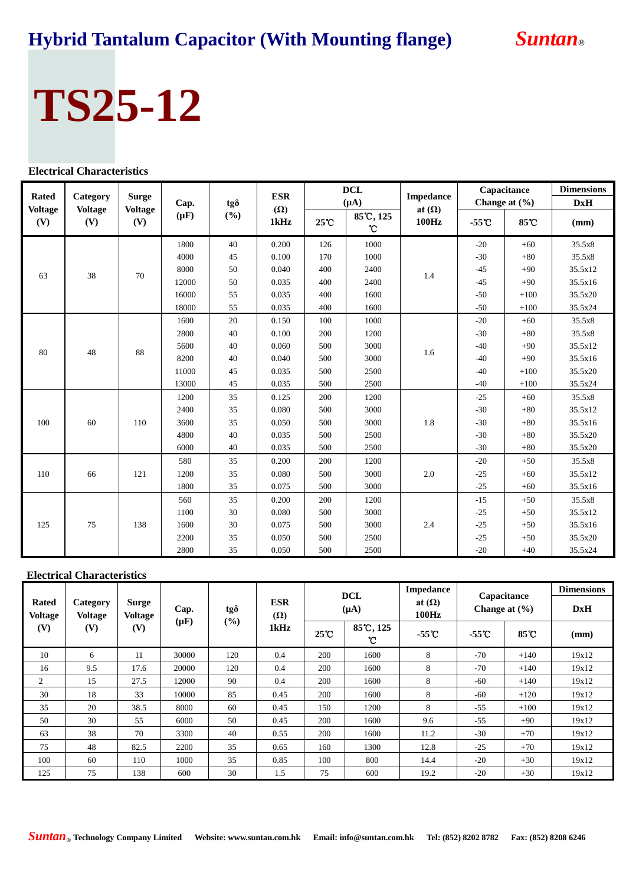# Hybrid Tantalum Capacitor (With Mounting flange)

*Suntan*®

# TS25-12

### Electrical Characteristics

| Rated Voltage (V) | Category Voltage (V) | Surge Voltage (V) | Cap. (μF) | tgδ (%) | ESR (Ω) 1kHz | DCL (μA) | | Impedance at (Ω) 100Hz | Capacitance Change at (%) | | Dimensions DxH |
|---|---|---|---|---|---|---|---|---|---|---|---|
| | | | | | | 25℃ | 85℃, 125℃ | | -55℃ | 85℃ | (mm) |
| 63 | 38 | 70 | 1800 | 40 | 0.200 | 126 | 1000 | 1.4 | -20 | +60 | 35.5x8 |
| | | | 4000 | 45 | 0.100 | 170 | 1000 | | -30 | +80 | 35.5x8 |
| | | | 8000 | 50 | 0.040 | 400 | 2400 | | -45 | +90 | 35.5x12 |
| | | | 12000 | 50 | 0.035 | 400 | 2400 | | -45 | +90 | 35.5x16 |
| | | | 16000 | 55 | 0.035 | 400 | 1600 | | -50 | +100 | 35.5x20 |
| | | | 18000 | 55 | 0.035 | 400 | 1600 | | -50 | +100 | 35.5x24 |
| 80 | 48 | 88 | 1600 | 20 | 0.150 | 100 | 1000 | 1.6 | -20 | +60 | 35.5x8 |
| | | | 2800 | 40 | 0.100 | 200 | 1200 | | -30 | +80 | 35.5x8 |
| | | | 5600 | 40 | 0.060 | 500 | 3000 | | -40 | +90 | 35.5x12 |
| | | | 8200 | 40 | 0.040 | 500 | 3000 | | -40 | +90 | 35.5x16 |
| | | | 11000 | 45 | 0.035 | 500 | 2500 | | -40 | +100 | 35.5x20 |
| | | | 13000 | 45 | 0.035 | 500 | 2500 | | -40 | +100 | 35.5x24 |
| 100 | 60 | 110 | 1200 | 35 | 0.125 | 200 | 1200 | 1.8 | -25 | +60 | 35.5x8 |
| | | | 2400 | 35 | 0.080 | 500 | 3000 | | -30 | +80 | 35.5x12 |
| | | | 3600 | 35 | 0.050 | 500 | 3000 | | -30 | +80 | 35.5x16 |
| | | | 4800 | 40 | 0.035 | 500 | 2500 | | -30 | +80 | 35.5x20 |
| | | | 6000 | 40 | 0.035 | 500 | 2500 | | -30 | +80 | 35.5x20 |
| 110 | 66 | 121 | 580 | 35 | 0.200 | 200 | 1200 | 2.0 | -20 | +50 | 35.5x8 |
| | | | 1200 | 35 | 0.080 | 500 | 3000 | | -25 | +60 | 35.5x12 |
| | | | 1800 | 35 | 0.075 | 500 | 3000 | | -25 | +60 | 35.5x16 |
| 125 | 75 | 138 | 560 | 35 | 0.200 | 200 | 1200 | 2.4 | -15 | +50 | 35.5x8 |
| | | | 1100 | 30 | 0.080 | 500 | 3000 | | -25 | +50 | 35.5x12 |
| | | | 1600 | 30 | 0.075 | 500 | 3000 | | -25 | +50 | 35.5x16 |
| | | | 2200 | 35 | 0.050 | 500 | 2500 | | -25 | +50 | 35.5x20 |
| | | | 2800 | 35 | 0.050 | 500 | 2500 | | -20 | +40 | 35.5x24 |

### Electrical Characteristics

| Rated Voltage (V) | Category Voltage (V) | Surge Voltage (V) | Cap. (μF) | tgδ (%) | ESR (Ω) 1kHz | DCL (μA) | | Impedance at (Ω) 100Hz | Capacitance Change at (%) | | Dimensions DxH |
|---|---|---|---|---|---|---|---|---|---|---|---|
| | | | | | | 25℃ | 85℃, 125℃ | -55℃ | -55℃ | 85℃ | (mm) |
| 10 | 6 | 11 | 30000 | 120 | 0.4 | 200 | 1600 | 8 | -70 | +140 | 19x12 |
| 16 | 9.5 | 17.6 | 20000 | 120 | 0.4 | 200 | 1600 | 8 | -70 | +140 | 19x12 |
| 2 | 15 | 27.5 | 12000 | 90 | 0.4 | 200 | 1600 | 8 | -60 | +140 | 19x12 |
| 30 | 18 | 33 | 10000 | 85 | 0.45 | 200 | 1600 | 8 | -60 | +120 | 19x12 |
| 35 | 20 | 38.5 | 8000 | 60 | 0.45 | 150 | 1200 | 8 | -55 | +100 | 19x12 |
| 50 | 30 | 55 | 6000 | 50 | 0.45 | 200 | 1600 | 9.6 | -55 | +90 | 19x12 |
| 63 | 38 | 70 | 3300 | 40 | 0.55 | 200 | 1600 | 11.2 | -30 | +70 | 19x12 |
| 75 | 48 | 82.5 | 2200 | 35 | 0.65 | 160 | 1300 | 12.8 | -25 | +70 | 19x12 |
| 100 | 60 | 110 | 1000 | 35 | 0.85 | 100 | 800 | 14.4 | -20 | +30 | 19x12 |
| 125 | 75 | 138 | 600 | 30 | 1.5 | 75 | 600 | 19.2 | -20 | +30 | 19x12 |

*Suntan*® Technology Company Limited Website: www.suntan.com.hk Email: info@suntan.com.hk Tel: (852) 8202 8782 Fax: (852) 8208 6246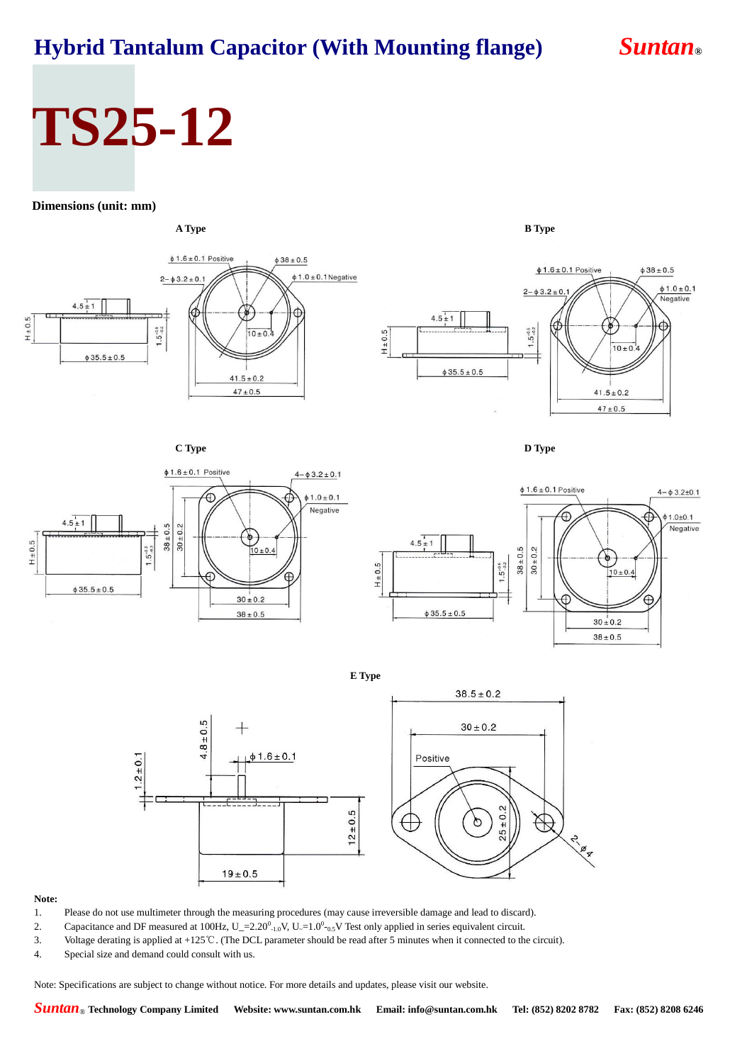# Hybrid Tantalum Capacitor (With Mounting flange)

*Suntan*®

# TS25-12

**Dimensions (unit: mm)**

**A Type**

ϕ1.6±0.1 Positive
ϕ38±0.5
2-ϕ3.2±0.1
ϕ1.0±0.1 Negative
4.5±1
H±0.5
1.5
10±0.4
ϕ35.5±0.5
41.5±0.2
47±0.5

**B Type**

ϕ1.6±0.1 Positive
ϕ38±0.5
2-ϕ3.2±0.1
ϕ1.0±0.1 Negative
4.5±1
H±0.5
1.5
10±0.4
ϕ35.5±0.5
41.5±0.2
47±0.5

**C Type**

ϕ1.6±0.1 Positive
4-ϕ3.2±0.1
ϕ1.0±0.1 Negative
4.5±1
H±0.5
1.5
38±0.5
30±0.2
10±0.4
ϕ35.5±0.5
30±0.2
38±0.5

**D Type**

ϕ1.6±0.1 Positive
4-ϕ3.2±0.1
ϕ1.0±0.1 Negative
4.5±1
H±0.5
1.5
38±0.5
30±0.2
10±0.4
ϕ35.5±0.5
30±0.2
38±0.5

**E Type**

38.5±0.2
30±0.2
4.8±0.5
ϕ1.6±0.1
1.2±0.1
Positive
25±0.2
12±0.5
2-ϕ4
19±0.5

**Note:**

1. Please do not use multimeter through the measuring procedures (may cause irreversible damage and lead to discard).
2. Capacitance and DF measured at 100Hz, $U_{-}=2.20^{0}_{-1.0}$V, $U_{\sim}=1.0^{0}_{-0.5}$V Test only applied in series equivalent circuit.
3. Voltage derating is applied at +125℃. (The DCL parameter should be read after 5 minutes when it connected to the circuit).
4. Special size and demand could consult with us.

Note: Specifications are subject to change without notice. For more details and updates, please visit our website.

*Suntan*® **Technology Company Limited** **Website: www.suntan.com.hk** **Email: info@suntan.com.hk** **Tel: (852) 8202 8782** **Fax: (852) 8208 6246**